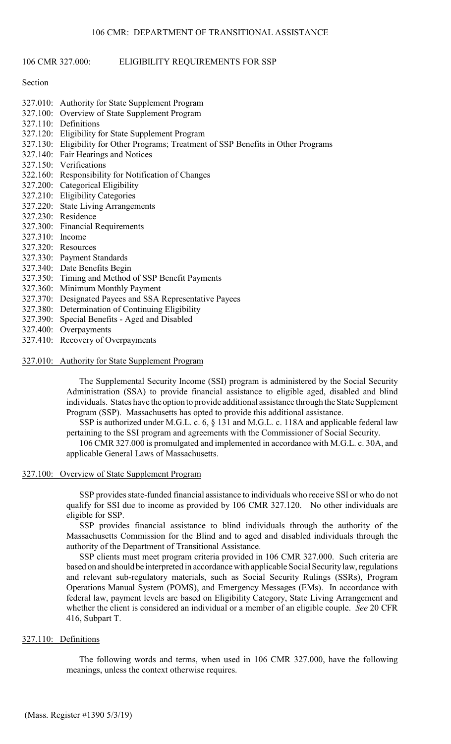## 106 CMR 327.000: ELIGIBILITY REQUIREMENTS FOR SSP

Section

327.010: Authority for State Supplement Program
327.100: Overview of State Supplement Program
327.110: Definitions
327.120: Eligibility for State Supplement Program
327.130: Eligibility for Other Programs; Treatment of SSP Benefits in Other Programs
327.140: Fair Hearings and Notices
327.150: Verifications
322.160: Responsibility for Notification of Changes
327.200: Categorical Eligibility
327.210: Eligibility Categories
327.220: State Living Arrangements
327.230: Residence
327.300: Financial Requirements
327.310: Income
327.320: Resources
327.330: Payment Standards
327.340: Date Benefits Begin
327.350: Timing and Method of SSP Benefit Payments
327.360: Minimum Monthly Payment
327.370: Designated Payees and SSA Representative Payees
327.380: Determination of Continuing Eligibility
327.390: Special Benefits - Aged and Disabled
327.400: Overpayments
327.410: Recovery of Overpayments

### 327.010: Authority for State Supplement Program

The Supplemental Security Income (SSI) program is administered by the Social Security Administration (SSA) to provide financial assistance to eligible aged, disabled and blind individuals. States have the option to provide additional assistance through the State Supplement Program (SSP). Massachusetts has opted to provide this additional assistance.

SSP is authorized under M.G.L. c. 6, § 131 and M.G.L. c. 118A and applicable federal law pertaining to the SSI program and agreements with the Commissioner of Social Security.

106 CMR 327.000 is promulgated and implemented in accordance with M.G.L. c. 30A, and applicable General Laws of Massachusetts.

### 327.100: Overview of State Supplement Program

SSP provides state-funded financial assistance to individuals who receive SSI or who do not qualify for SSI due to income as provided by 106 CMR 327.120. No other individuals are eligible for SSP.

SSP provides financial assistance to blind individuals through the authority of the Massachusetts Commission for the Blind and to aged and disabled individuals through the authority of the Department of Transitional Assistance.

SSP clients must meet program criteria provided in 106 CMR 327.000. Such criteria are based on and should be interpreted in accordance with applicable Social Security law, regulations and relevant sub-regulatory materials, such as Social Security Rulings (SSRs), Program Operations Manual System (POMS), and Emergency Messages (EMs). In accordance with federal law, payment levels are based on Eligibility Category, State Living Arrangement and whether the client is considered an individual or a member of an eligible couple. *See* 20 CFR 416, Subpart T.

### 327.110: Definitions

The following words and terms, when used in 106 CMR 327.000, have the following meanings, unless the context otherwise requires.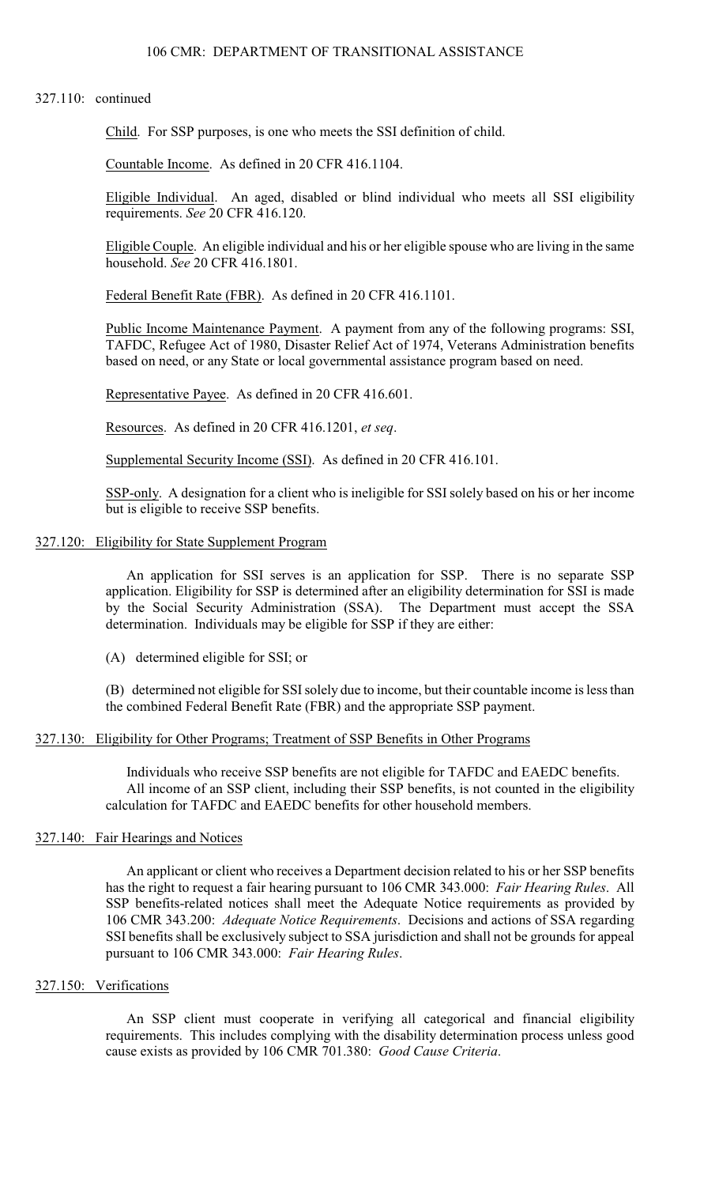327.110: continued

<u>Child</u>. For SSP purposes, is one who meets the SSI definition of child.

<u>Countable Income</u>. As defined in 20 CFR 416.1104.

<u>Eligible Individual</u>. An aged, disabled or blind individual who meets all SSI eligibility requirements. *See* 20 CFR 416.120.

<u>Eligible Couple</u>. An eligible individual and his or her eligible spouse who are living in the same household. *See* 20 CFR 416.1801.

<u>Federal Benefit Rate (FBR)</u>. As defined in 20 CFR 416.1101.

<u>Public Income Maintenance Payment</u>. A payment from any of the following programs: SSI, TAFDC, Refugee Act of 1980, Disaster Relief Act of 1974, Veterans Administration benefits based on need, or any State or local governmental assistance program based on need.

<u>Representative Payee</u>. As defined in 20 CFR 416.601.

<u>Resources</u>. As defined in 20 CFR 416.1201, *et seq*.

<u>Supplemental Security Income (SSI)</u>. As defined in 20 CFR 416.101.

<u>SSP-only</u>. A designation for a client who is ineligible for SSI solely based on his or her income but is eligible to receive SSP benefits.

## 327.120: Eligibility for State Supplement Program

An application for SSI serves is an application for SSP. There is no separate SSP application. Eligibility for SSP is determined after an eligibility determination for SSI is made by the Social Security Administration (SSA). The Department must accept the SSA determination. Individuals may be eligible for SSP if they are either:

(A) determined eligible for SSI; or

(B) determined not eligible for SSI solely due to income, but their countable income is less than the combined Federal Benefit Rate (FBR) and the appropriate SSP payment.

## 327.130: Eligibility for Other Programs; Treatment of SSP Benefits in Other Programs

Individuals who receive SSP benefits are not eligible for TAFDC and EAEDC benefits.

All income of an SSP client, including their SSP benefits, is not counted in the eligibility calculation for TAFDC and EAEDC benefits for other household members.

## 327.140: Fair Hearings and Notices

An applicant or client who receives a Department decision related to his or her SSP benefits has the right to request a fair hearing pursuant to 106 CMR 343.000: *Fair Hearing Rules*. All SSP benefits-related notices shall meet the Adequate Notice requirements as provided by 106 CMR 343.200: *Adequate Notice Requirements*. Decisions and actions of SSA regarding SSI benefits shall be exclusively subject to SSA jurisdiction and shall not be grounds for appeal pursuant to 106 CMR 343.000: *Fair Hearing Rules*.

## 327.150: Verifications

An SSP client must cooperate in verifying all categorical and financial eligibility requirements. This includes complying with the disability determination process unless good cause exists as provided by 106 CMR 701.380: *Good Cause Criteria*.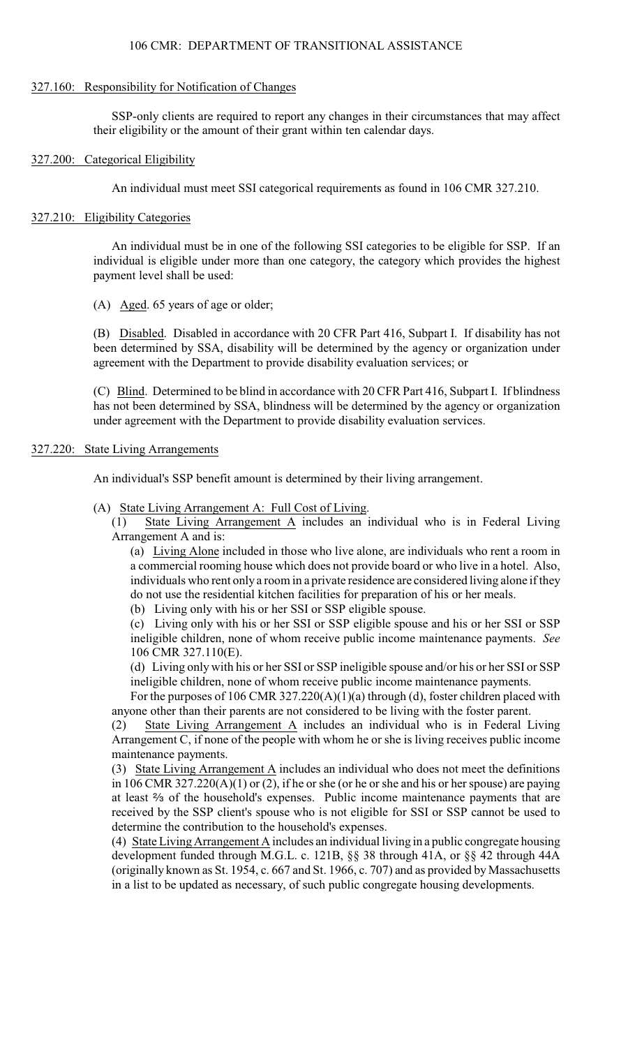### 327.160: Responsibility for Notification of Changes

SSP-only clients are required to report any changes in their circumstances that may affect their eligibility or the amount of their grant within ten calendar days.

### 327.200: Categorical Eligibility

An individual must meet SSI categorical requirements as found in 106 CMR 327.210.

### 327.210: Eligibility Categories

An individual must be in one of the following SSI categories to be eligible for SSP. If an individual is eligible under more than one category, the category which provides the highest payment level shall be used:

(A) Aged. 65 years of age or older;

(B) Disabled. Disabled in accordance with 20 CFR Part 416, Subpart I. If disability has not been determined by SSA, disability will be determined by the agency or organization under agreement with the Department to provide disability evaluation services; or

(C) Blind. Determined to be blind in accordance with 20 CFR Part 416, Subpart I. If blindness has not been determined by SSA, blindness will be determined by the agency or organization under agreement with the Department to provide disability evaluation services.

### 327.220: State Living Arrangements

An individual's SSP benefit amount is determined by their living arrangement.

(A) State Living Arrangement A: Full Cost of Living.

(1) State Living Arrangement A includes an individual who is in Federal Living Arrangement A and is:

(a) Living Alone included in those who live alone, are individuals who rent a room in a commercial rooming house which does not provide board or who live in a hotel. Also, individuals who rent only a room in a private residence are considered living alone if they do not use the residential kitchen facilities for preparation of his or her meals.

(b) Living only with his or her SSI or SSP eligible spouse.

(c) Living only with his or her SSI or SSP eligible spouse and his or her SSI or SSP ineligible children, none of whom receive public income maintenance payments. *See* 106 CMR 327.110(E).

(d) Living only with his or her SSI or SSP ineligible spouse and/or his or her SSI or SSP ineligible children, none of whom receive public income maintenance payments.

For the purposes of 106 CMR 327.220(A)(1)(a) through (d), foster children placed with anyone other than their parents are not considered to be living with the foster parent.

(2) State Living Arrangement A includes an individual who is in Federal Living Arrangement C, if none of the people with whom he or she is living receives public income maintenance payments.

(3) State Living Arrangement A includes an individual who does not meet the definitions in 106 CMR 327.220(A)(1) or (2), if he or she (or he or she and his or her spouse) are paying at least ⅔ of the household's expenses. Public income maintenance payments that are received by the SSP client's spouse who is not eligible for SSI or SSP cannot be used to determine the contribution to the household's expenses.

(4) State Living Arrangement A includes an individual living in a public congregate housing development funded through M.G.L. c. 121B, §§ 38 through 41A, or §§ 42 through 44A (originally known as St. 1954, c. 667 and St. 1966, c. 707) and as provided by Massachusetts in a list to be updated as necessary, of such public congregate housing developments.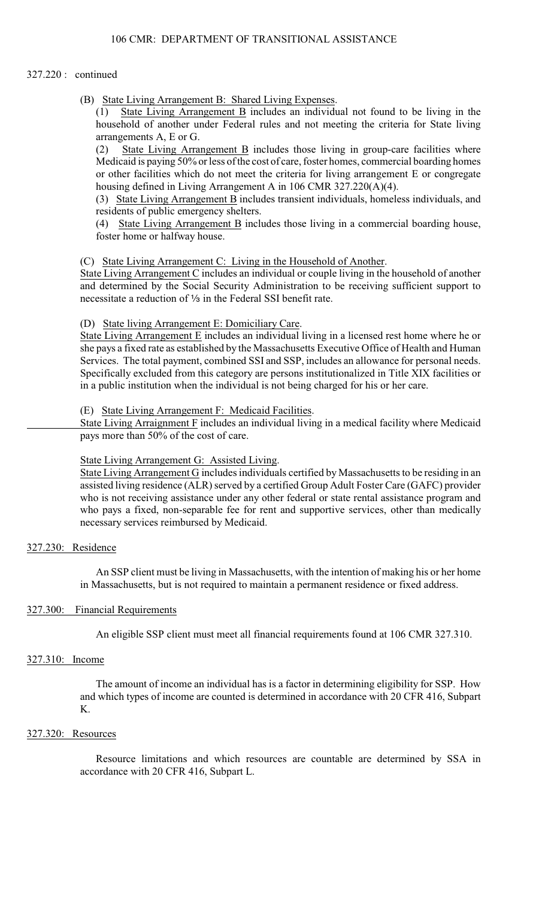327.220 : continued

(B) State Living Arrangement B: Shared Living Expenses.

(1) State Living Arrangement B includes an individual not found to be living in the household of another under Federal rules and not meeting the criteria for State living arrangements A, E or G.

(2) State Living Arrangement B includes those living in group-care facilities where Medicaid is paying 50% or less of the cost of care, foster homes, commercial boarding homes or other facilities which do not meet the criteria for living arrangement E or congregate housing defined in Living Arrangement A in 106 CMR 327.220(A)(4).

(3) State Living Arrangement B includes transient individuals, homeless individuals, and residents of public emergency shelters.

(4) State Living Arrangement B includes those living in a commercial boarding house, foster home or halfway house.

(C) State Living Arrangement C: Living in the Household of Another.

State Living Arrangement C includes an individual or couple living in the household of another and determined by the Social Security Administration to be receiving sufficient support to necessitate a reduction of ⅓ in the Federal SSI benefit rate.

(D) State living Arrangement E: Domiciliary Care.

State Living Arrangement E includes an individual living in a licensed rest home where he or she pays a fixed rate as established by the Massachusetts Executive Office of Health and Human Services. The total payment, combined SSI and SSP, includes an allowance for personal needs. Specifically excluded from this category are persons institutionalized in Title XIX facilities or in a public institution when the individual is not being charged for his or her care.

(E) State Living Arrangement F: Medicaid Facilities.

State Living Arraignment F includes an individual living in a medical facility where Medicaid pays more than 50% of the cost of care.

State Living Arrangement G: Assisted Living.

State Living Arrangement G includes individuals certified by Massachusetts to be residing in an assisted living residence (ALR) served by a certified Group Adult Foster Care (GAFC) provider who is not receiving assistance under any other federal or state rental assistance program and who pays a fixed, non-separable fee for rent and supportive services, other than medically necessary services reimbursed by Medicaid.

## 327.230: Residence

An SSP client must be living in Massachusetts, with the intention of making his or her home in Massachusetts, but is not required to maintain a permanent residence or fixed address.

## 327.300: Financial Requirements

An eligible SSP client must meet all financial requirements found at 106 CMR 327.310.

## 327.310: Income

The amount of income an individual has is a factor in determining eligibility for SSP. How and which types of income are counted is determined in accordance with 20 CFR 416, Subpart K.

## 327.320: Resources

Resource limitations and which resources are countable are determined by SSA in accordance with 20 CFR 416, Subpart L.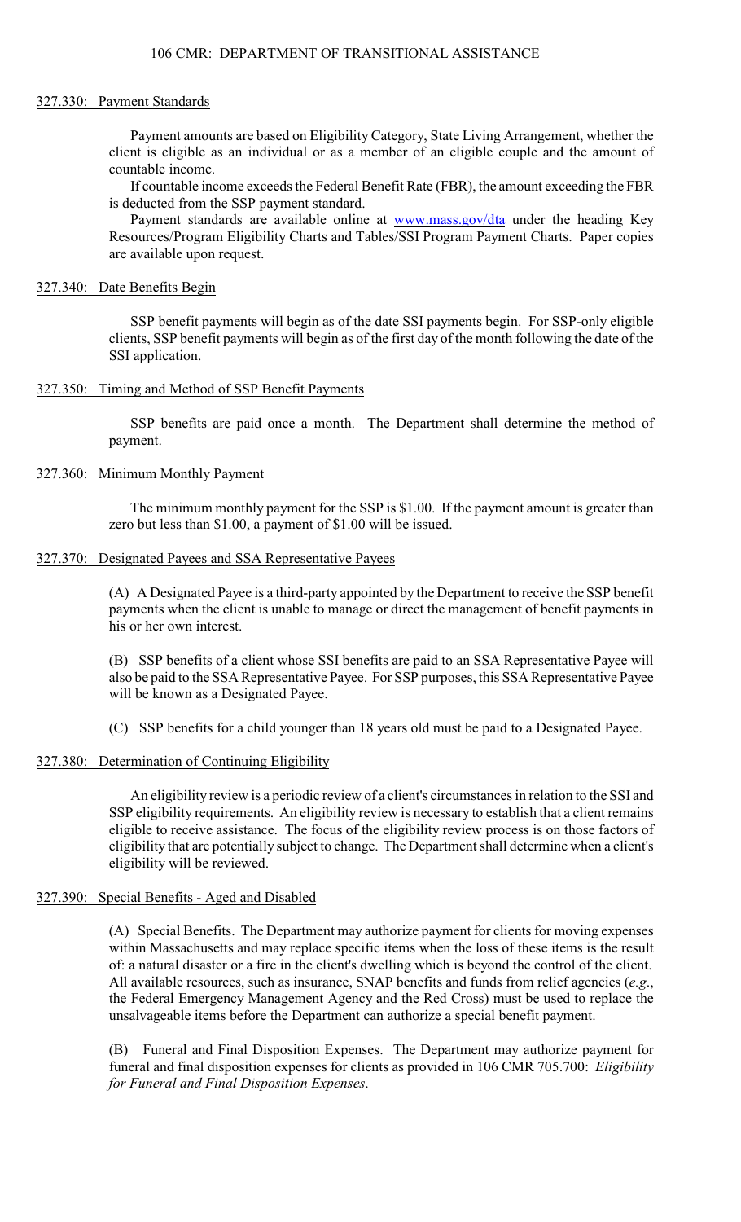### 327.330: Payment Standards

Payment amounts are based on Eligibility Category, State Living Arrangement, whether the client is eligible as an individual or as a member of an eligible couple and the amount of countable income.

If countable income exceeds the Federal Benefit Rate (FBR), the amount exceeding the FBR is deducted from the SSP payment standard.

Payment standards are available online at www.mass.gov/dta under the heading Key Resources/Program Eligibility Charts and Tables/SSI Program Payment Charts. Paper copies are available upon request.

### 327.340: Date Benefits Begin

SSP benefit payments will begin as of the date SSI payments begin. For SSP-only eligible clients, SSP benefit payments will begin as of the first day of the month following the date of the SSI application.

### 327.350: Timing and Method of SSP Benefit Payments

SSP benefits are paid once a month. The Department shall determine the method of payment.

### 327.360: Minimum Monthly Payment

The minimum monthly payment for the SSP is $1.00. If the payment amount is greater than zero but less than $1.00, a payment of $1.00 will be issued.

### 327.370: Designated Payees and SSA Representative Payees

(A) A Designated Payee is a third-party appointed by the Department to receive the SSP benefit payments when the client is unable to manage or direct the management of benefit payments in his or her own interest.

(B) SSP benefits of a client whose SSI benefits are paid to an SSA Representative Payee will also be paid to the SSA Representative Payee. For SSP purposes, this SSA Representative Payee will be known as a Designated Payee.

(C) SSP benefits for a child younger than 18 years old must be paid to a Designated Payee.

### 327.380: Determination of Continuing Eligibility

An eligibility review is a periodic review of a client's circumstances in relation to the SSI and SSP eligibility requirements. An eligibility review is necessary to establish that a client remains eligible to receive assistance. The focus of the eligibility review process is on those factors of eligibility that are potentially subject to change. The Department shall determine when a client's eligibility will be reviewed.

### 327.390: Special Benefits - Aged and Disabled

(A) Special Benefits. The Department may authorize payment for clients for moving expenses within Massachusetts and may replace specific items when the loss of these items is the result of: a natural disaster or a fire in the client's dwelling which is beyond the control of the client. All available resources, such as insurance, SNAP benefits and funds from relief agencies (*e.g*., the Federal Emergency Management Agency and the Red Cross) must be used to replace the unsalvageable items before the Department can authorize a special benefit payment.

(B) Funeral and Final Disposition Expenses. The Department may authorize payment for funeral and final disposition expenses for clients as provided in 106 CMR 705.700: *Eligibility for Funeral and Final Disposition Expenses*.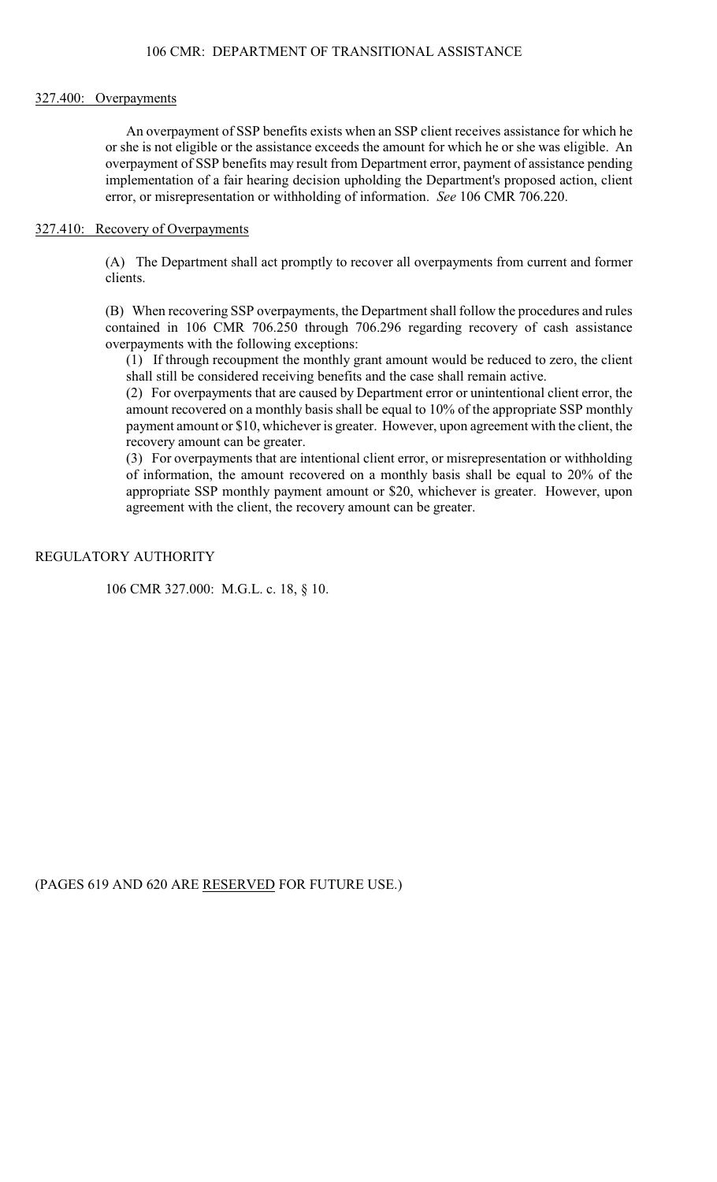## 327.400: Overpayments

An overpayment of SSP benefits exists when an SSP client receives assistance for which he or she is not eligible or the assistance exceeds the amount for which he or she was eligible. An overpayment of SSP benefits may result from Department error, payment of assistance pending implementation of a fair hearing decision upholding the Department's proposed action, client error, or misrepresentation or withholding of information. *See* 106 CMR 706.220.

## 327.410: Recovery of Overpayments

(A) The Department shall act promptly to recover all overpayments from current and former clients.

(B) When recovering SSP overpayments, the Department shall follow the procedures and rules contained in 106 CMR 706.250 through 706.296 regarding recovery of cash assistance overpayments with the following exceptions:

(1) If through recoupment the monthly grant amount would be reduced to zero, the client shall still be considered receiving benefits and the case shall remain active.

(2) For overpayments that are caused by Department error or unintentional client error, the amount recovered on a monthly basis shall be equal to 10% of the appropriate SSP monthly payment amount or $10, whichever is greater. However, upon agreement with the client, the recovery amount can be greater.

(3) For overpayments that are intentional client error, or misrepresentation or withholding of information, the amount recovered on a monthly basis shall be equal to 20% of the appropriate SSP monthly payment amount or $20, whichever is greater. However, upon agreement with the client, the recovery amount can be greater.

## REGULATORY AUTHORITY

106 CMR 327.000: M.G.L. c. 18, § 10.

(PAGES 619 AND 620 ARE RESERVED FOR FUTURE USE.)